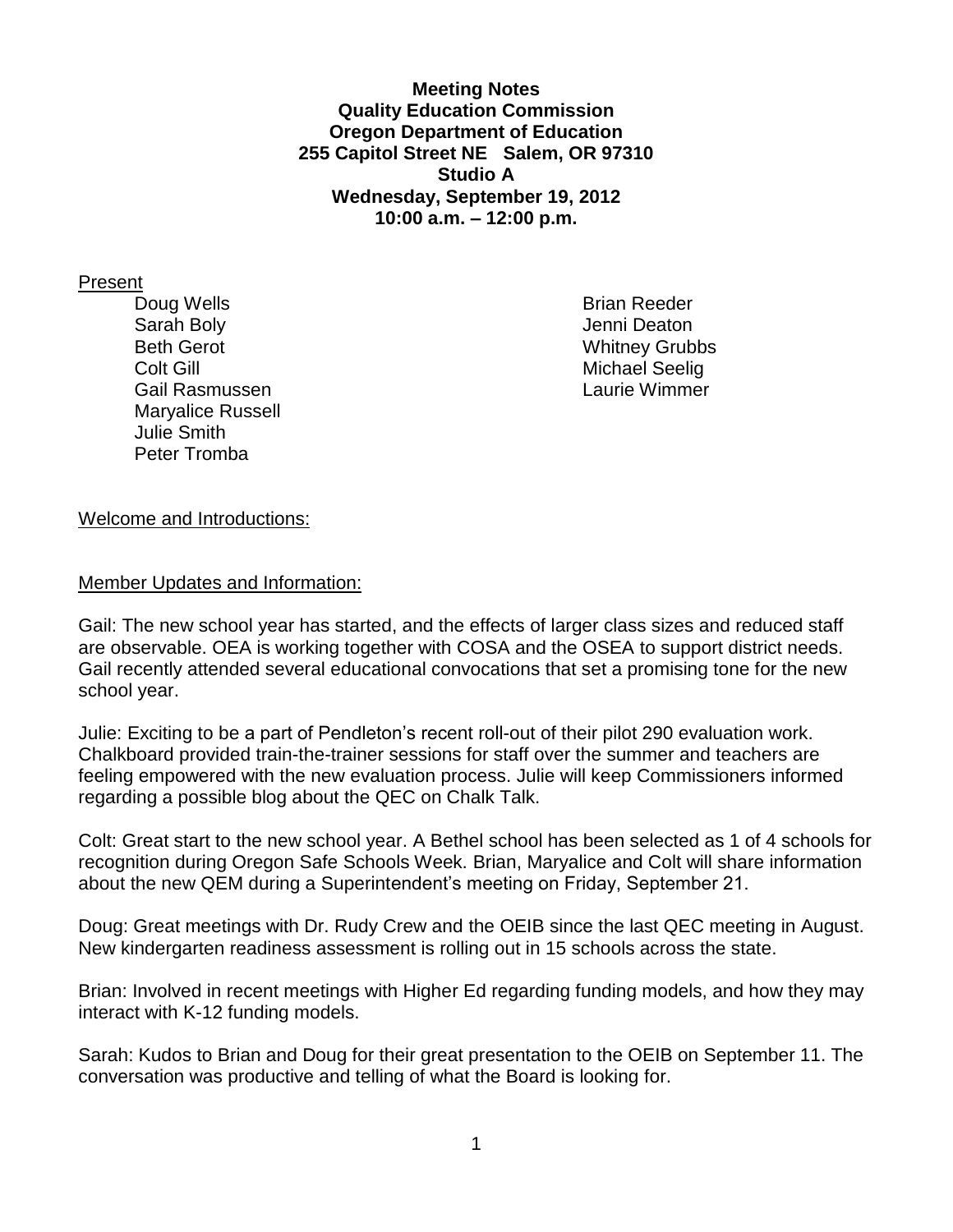**Meeting Notes**
**Quality Education Commission**
**Oregon Department of Education**
**255 Capitol Street NE Salem, OR 97310**
**Studio A**
**Wednesday, September 19, 2012**
**10:00 a.m. – 12:00 p.m.**

Present

- Doug Wells
- Sarah Boly
- Beth Gerot
- Colt Gill
- Gail Rasmussen
- Maryalice Russell
- Julie Smith
- Peter Tromba
- Brian Reeder
- Jenni Deaton
- Whitney Grubbs
- Michael Seelig
- Laurie Wimmer

Welcome and Introductions:

Member Updates and Information:

Gail: The new school year has started, and the effects of larger class sizes and reduced staff are observable. OEA is working together with COSA and the OSEA to support district needs. Gail recently attended several educational convocations that set a promising tone for the new school year.

Julie: Exciting to be a part of Pendleton's recent roll-out of their pilot 290 evaluation work. Chalkboard provided train-the-trainer sessions for staff over the summer and teachers are feeling empowered with the new evaluation process. Julie will keep Commissioners informed regarding a possible blog about the QEC on Chalk Talk.

Colt: Great start to the new school year. A Bethel school has been selected as 1 of 4 schools for recognition during Oregon Safe Schools Week. Brian, Maryalice and Colt will share information about the new QEM during a Superintendent's meeting on Friday, September 21.

Doug: Great meetings with Dr. Rudy Crew and the OEIB since the last QEC meeting in August. New kindergarten readiness assessment is rolling out in 15 schools across the state.

Brian: Involved in recent meetings with Higher Ed regarding funding models, and how they may interact with K-12 funding models.

Sarah: Kudos to Brian and Doug for their great presentation to the OEIB on September 11. The conversation was productive and telling of what the Board is looking for.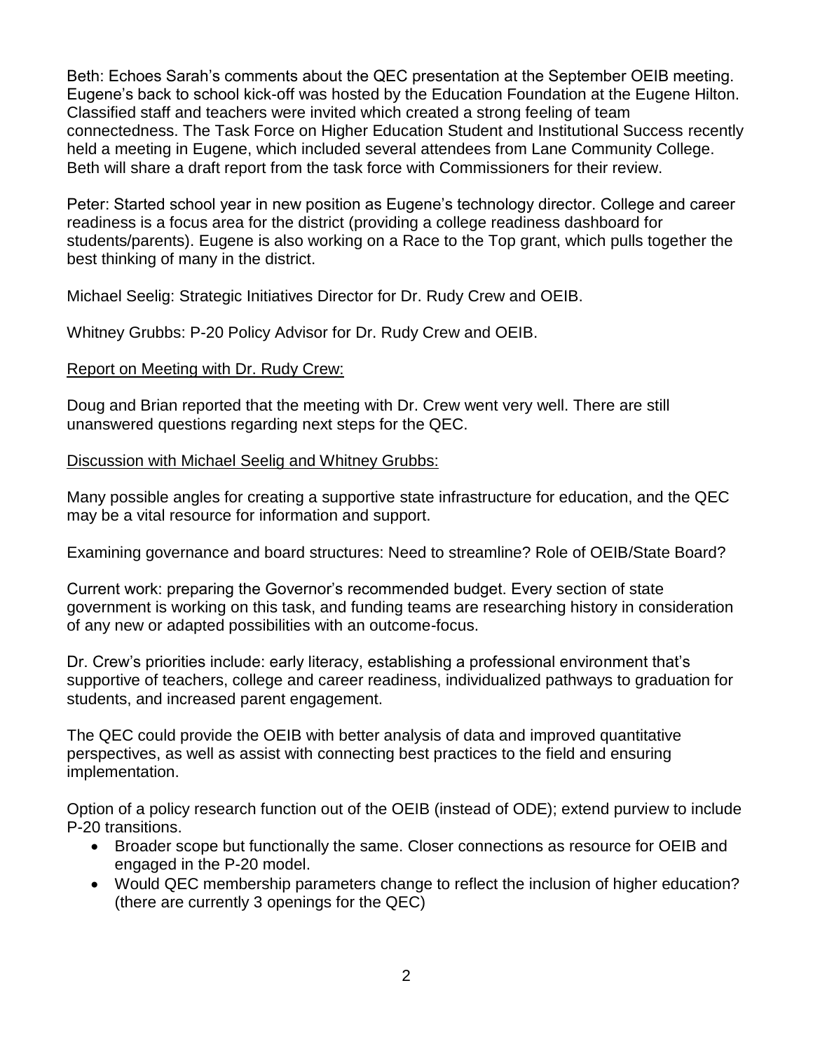Beth: Echoes Sarah's comments about the QEC presentation at the September OEIB meeting. Eugene's back to school kick-off was hosted by the Education Foundation at the Eugene Hilton. Classified staff and teachers were invited which created a strong feeling of team connectedness. The Task Force on Higher Education Student and Institutional Success recently held a meeting in Eugene, which included several attendees from Lane Community College. Beth will share a draft report from the task force with Commissioners for their review.

Peter: Started school year in new position as Eugene's technology director. College and career readiness is a focus area for the district (providing a college readiness dashboard for students/parents). Eugene is also working on a Race to the Top grant, which pulls together the best thinking of many in the district.

Michael Seelig: Strategic Initiatives Director for Dr. Rudy Crew and OEIB.

Whitney Grubbs: P-20 Policy Advisor for Dr. Rudy Crew and OEIB.

Report on Meeting with Dr. Rudy Crew:

Doug and Brian reported that the meeting with Dr. Crew went very well. There are still unanswered questions regarding next steps for the QEC.

Discussion with Michael Seelig and Whitney Grubbs:

Many possible angles for creating a supportive state infrastructure for education, and the QEC may be a vital resource for information and support.

Examining governance and board structures: Need to streamline? Role of OEIB/State Board?

Current work: preparing the Governor's recommended budget. Every section of state government is working on this task, and funding teams are researching history in consideration of any new or adapted possibilities with an outcome-focus.

Dr. Crew's priorities include: early literacy, establishing a professional environment that's supportive of teachers, college and career readiness, individualized pathways to graduation for students, and increased parent engagement.

The QEC could provide the OEIB with better analysis of data and improved quantitative perspectives, as well as assist with connecting best practices to the field and ensuring implementation.

Option of a policy research function out of the OEIB (instead of ODE); extend purview to include P-20 transitions.

- Broader scope but functionally the same. Closer connections as resource for OEIB and engaged in the P-20 model.
- Would QEC membership parameters change to reflect the inclusion of higher education? (there are currently 3 openings for the QEC)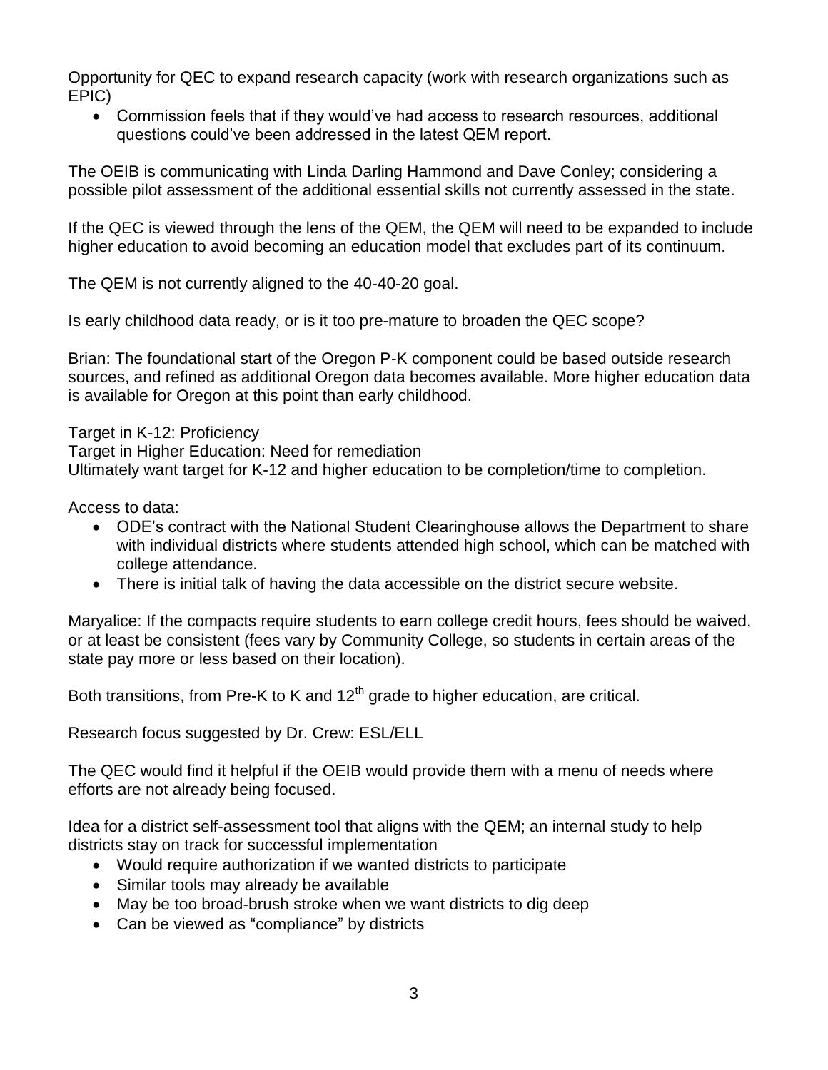Opportunity for QEC to expand research capacity (work with research organizations such as EPIC)

- Commission feels that if they would've had access to research resources, additional questions could've been addressed in the latest QEM report.

The OEIB is communicating with Linda Darling Hammond and Dave Conley; considering a possible pilot assessment of the additional essential skills not currently assessed in the state.

If the QEC is viewed through the lens of the QEM, the QEM will need to be expanded to include higher education to avoid becoming an education model that excludes part of its continuum.

The QEM is not currently aligned to the 40-40-20 goal.

Is early childhood data ready, or is it too pre-mature to broaden the QEC scope?

Brian: The foundational start of the Oregon P-K component could be based outside research sources, and refined as additional Oregon data becomes available. More higher education data is available for Oregon at this point than early childhood.

Target in K-12: Proficiency
Target in Higher Education: Need for remediation
Ultimately want target for K-12 and higher education to be completion/time to completion.

Access to data:

- ODE's contract with the National Student Clearinghouse allows the Department to share with individual districts where students attended high school, which can be matched with college attendance.
- There is initial talk of having the data accessible on the district secure website.

Maryalice: If the compacts require students to earn college credit hours, fees should be waived, or at least be consistent (fees vary by Community College, so students in certain areas of the state pay more or less based on their location).

Both transitions, from Pre-K to K and 12th grade to higher education, are critical.

Research focus suggested by Dr. Crew: ESL/ELL

The QEC would find it helpful if the OEIB would provide them with a menu of needs where efforts are not already being focused.

Idea for a district self-assessment tool that aligns with the QEM; an internal study to help districts stay on track for successful implementation

- Would require authorization if we wanted districts to participate
- Similar tools may already be available
- May be too broad-brush stroke when we want districts to dig deep
- Can be viewed as "compliance" by districts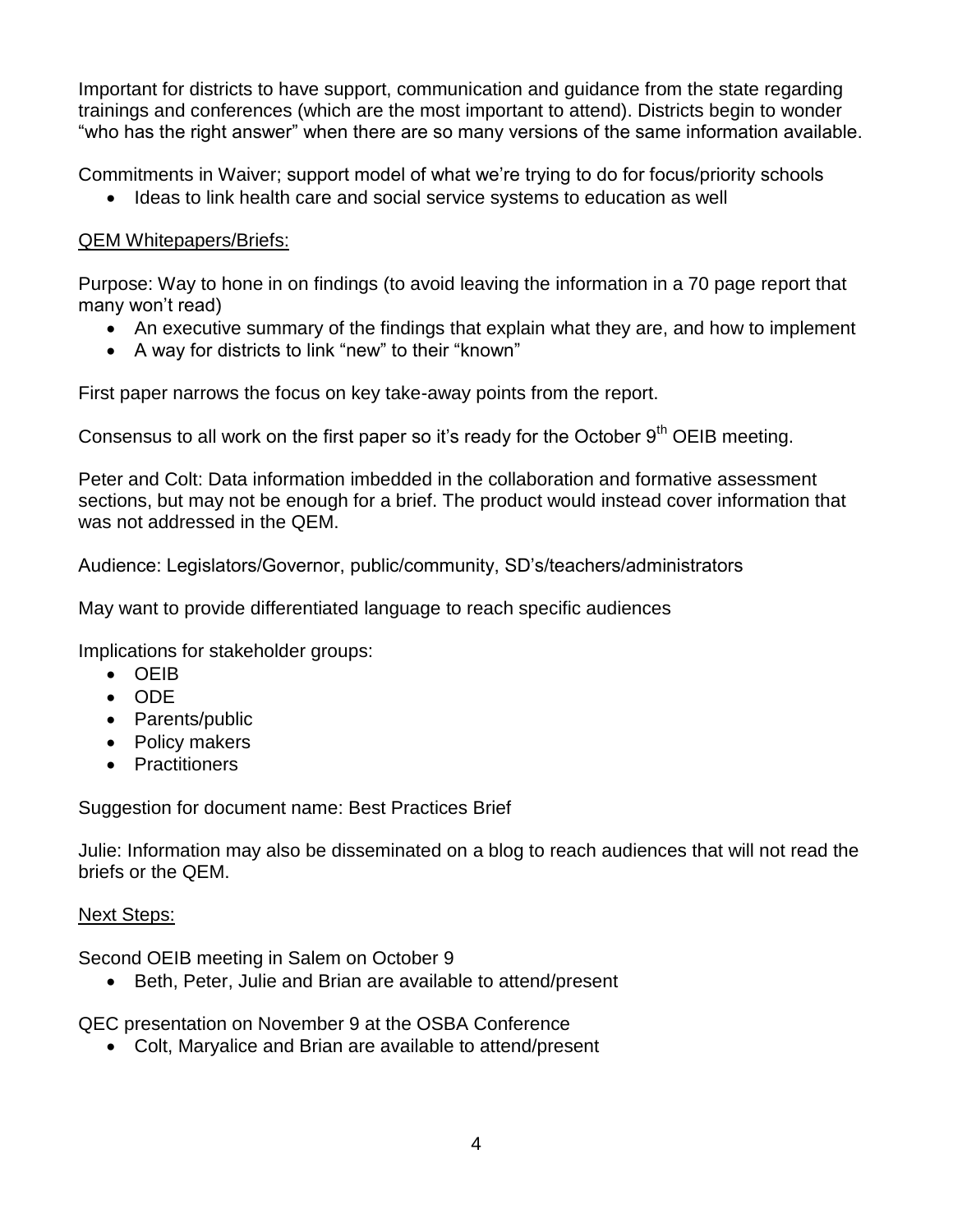Important for districts to have support, communication and guidance from the state regarding trainings and conferences (which are the most important to attend). Districts begin to wonder "who has the right answer" when there are so many versions of the same information available.

Commitments in Waiver; support model of what we're trying to do for focus/priority schools

- Ideas to link health care and social service systems to education as well

QEM Whitepapers/Briefs:

Purpose: Way to hone in on findings (to avoid leaving the information in a 70 page report that many won't read)

- An executive summary of the findings that explain what they are, and how to implement
- A way for districts to link "new" to their "known"

First paper narrows the focus on key take-away points from the report.

Consensus to all work on the first paper so it's ready for the October 9th OEIB meeting.

Peter and Colt: Data information imbedded in the collaboration and formative assessment sections, but may not be enough for a brief. The product would instead cover information that was not addressed in the QEM.

Audience: Legislators/Governor, public/community, SD's/teachers/administrators

May want to provide differentiated language to reach specific audiences

Implications for stakeholder groups:

- OEIB
- ODE
- Parents/public
- Policy makers
- Practitioners

Suggestion for document name: Best Practices Brief

Julie: Information may also be disseminated on a blog to reach audiences that will not read the briefs or the QEM.

Next Steps:

Second OEIB meeting in Salem on October 9

- Beth, Peter, Julie and Brian are available to attend/present

QEC presentation on November 9 at the OSBA Conference

- Colt, Maryalice and Brian are available to attend/present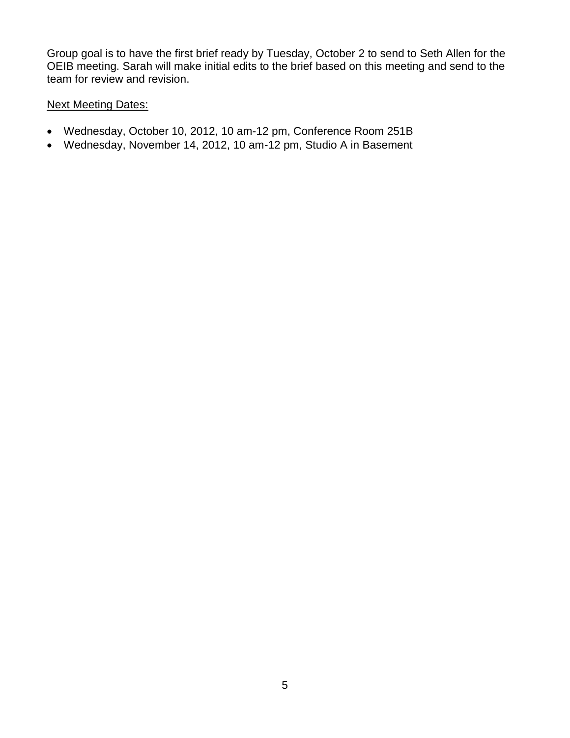Group goal is to have the first brief ready by Tuesday, October 2 to send to Seth Allen for the OEIB meeting. Sarah will make initial edits to the brief based on this meeting and send to the team for review and revision.

<u>Next Meeting Dates:</u>

- Wednesday, October 10, 2012, 10 am-12 pm, Conference Room 251B
- Wednesday, November 14, 2012, 10 am-12 pm, Studio A in Basement